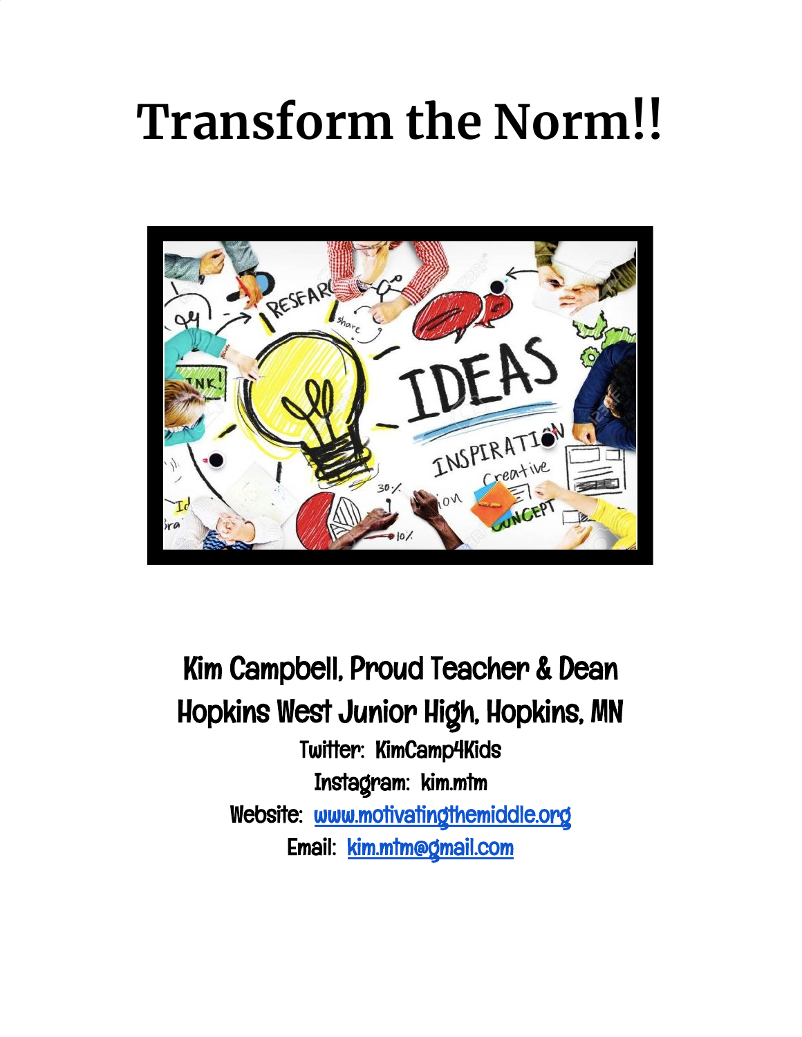# Transform the Norm!!

Kim Campbell, Proud Teacher & Dean

Hopkins West Junior High, Hopkins, MN

Twitter: KimCamp4Kids

Instagram: kim.mtm

Website: [www.motivatingthemiddle.org](http://www.motivatingthemiddle.org)

Email: [kim.mtm@gmail.com](mailto:kim.mtm@gmail.com)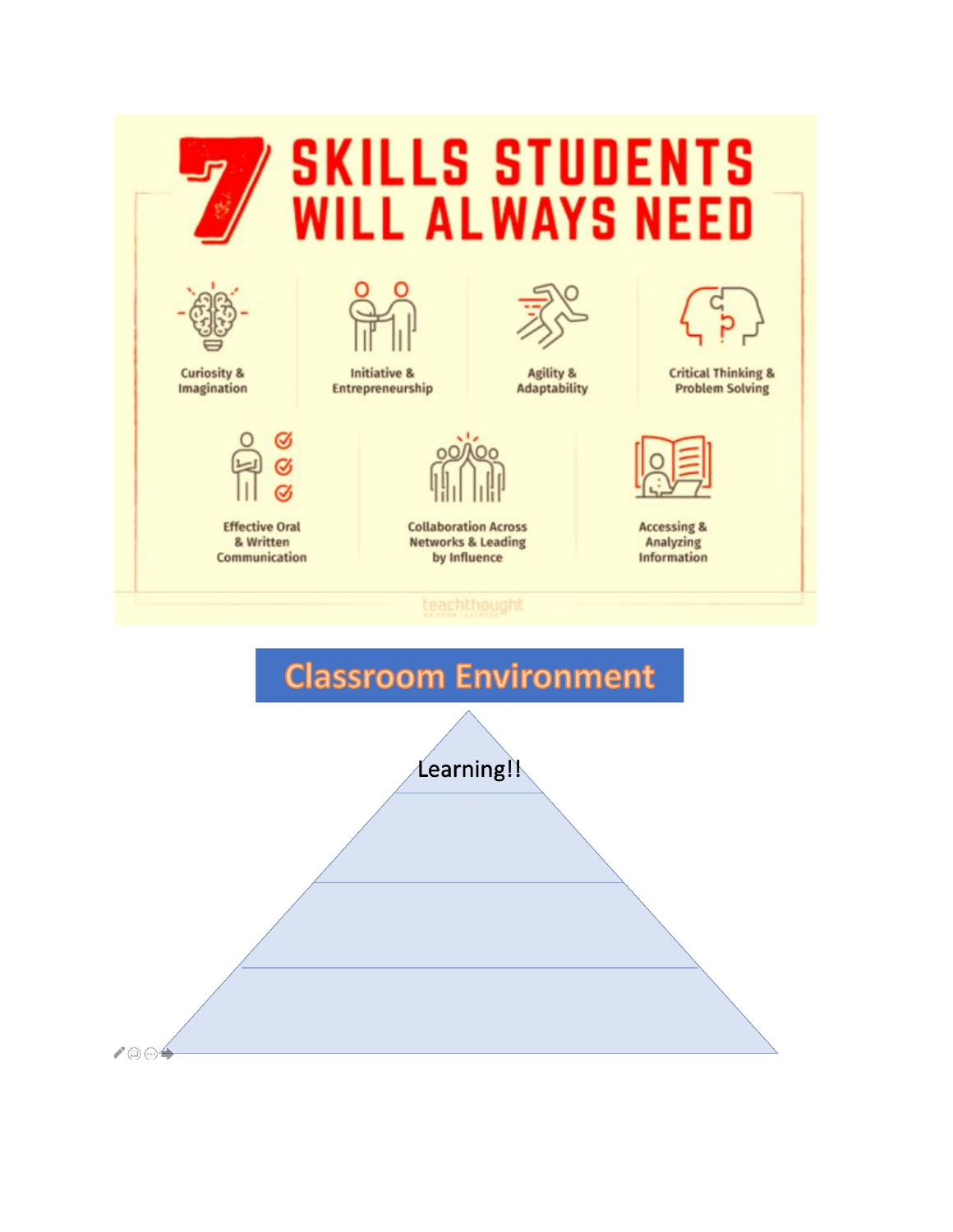# 7 SKILLS STUDENTS WILL ALWAYS NEED

- Curiosity & Imagination
- Initiative & Entrepreneurship
- Agility & Adaptability
- Critical Thinking & Problem Solving
- Effective Oral & Written Communication
- Collaboration Across Networks & Leading by Influence
- Accessing & Analyzing Information

teachthought

## Classroom Environment

Learning!!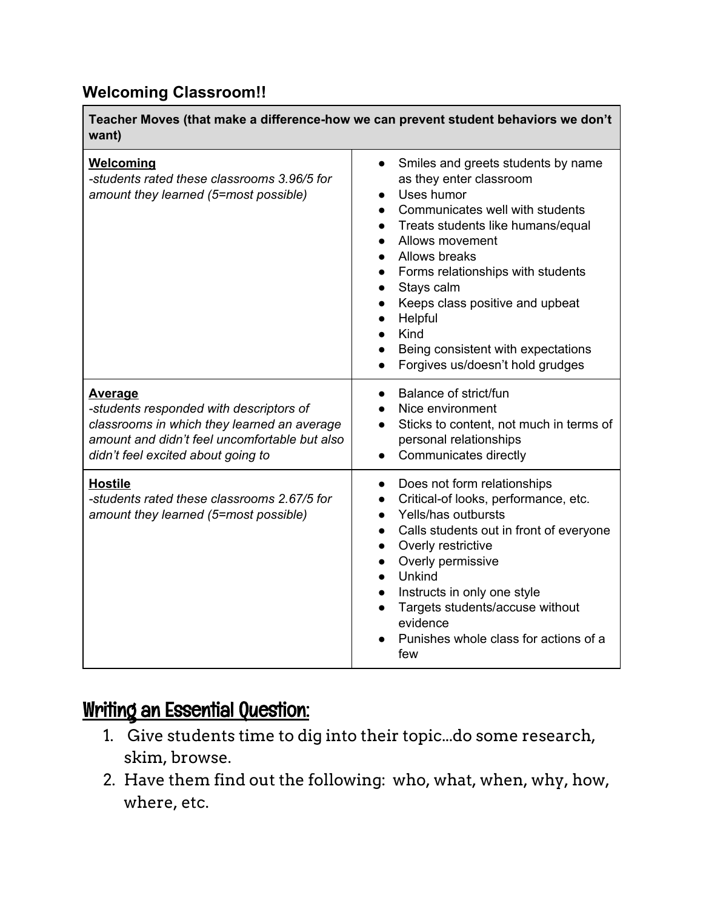## Welcoming Classroom!!

| Teacher Moves (that make a difference-how we can prevent student behaviors we don't want) | |
|---|---|
| **Welcoming**<br>*-students rated these classrooms 3.96/5 for amount they learned (5=most possible)* | • Smiles and greets students by name as they enter classroom<br>• Uses humor<br>• Communicates well with students<br>• Treats students like humans/equal<br>• Allows movement<br>• Allows breaks<br>• Forms relationships with students<br>• Stays calm<br>• Keeps class positive and upbeat<br>• Helpful<br>• Kind<br>• Being consistent with expectations<br>• Forgives us/doesn't hold grudges |
| **Average**<br>*-students responded with descriptors of classrooms in which they learned an average amount and didn't feel uncomfortable but also didn't feel excited about going to* | • Balance of strict/fun<br>• Nice environment<br>• Sticks to content, not much in terms of personal relationships<br>• Communicates directly |
| **Hostile**<br>*-students rated these classrooms 2.67/5 for amount they learned (5=most possible)* | • Does not form relationships<br>• Critical-of looks, performance, etc.<br>• Yells/has outbursts<br>• Calls students out in front of everyone<br>• Overly restrictive<br>• Overly permissive<br>• Unkind<br>• Instructs in only one style<br>• Targets students/accuse without evidence<br>• Punishes whole class for actions of a few |

## Writing an Essential Question:

1. Give students time to dig into their topic...do some research, skim, browse.
2. Have them find out the following: who, what, when, why, how, where, etc.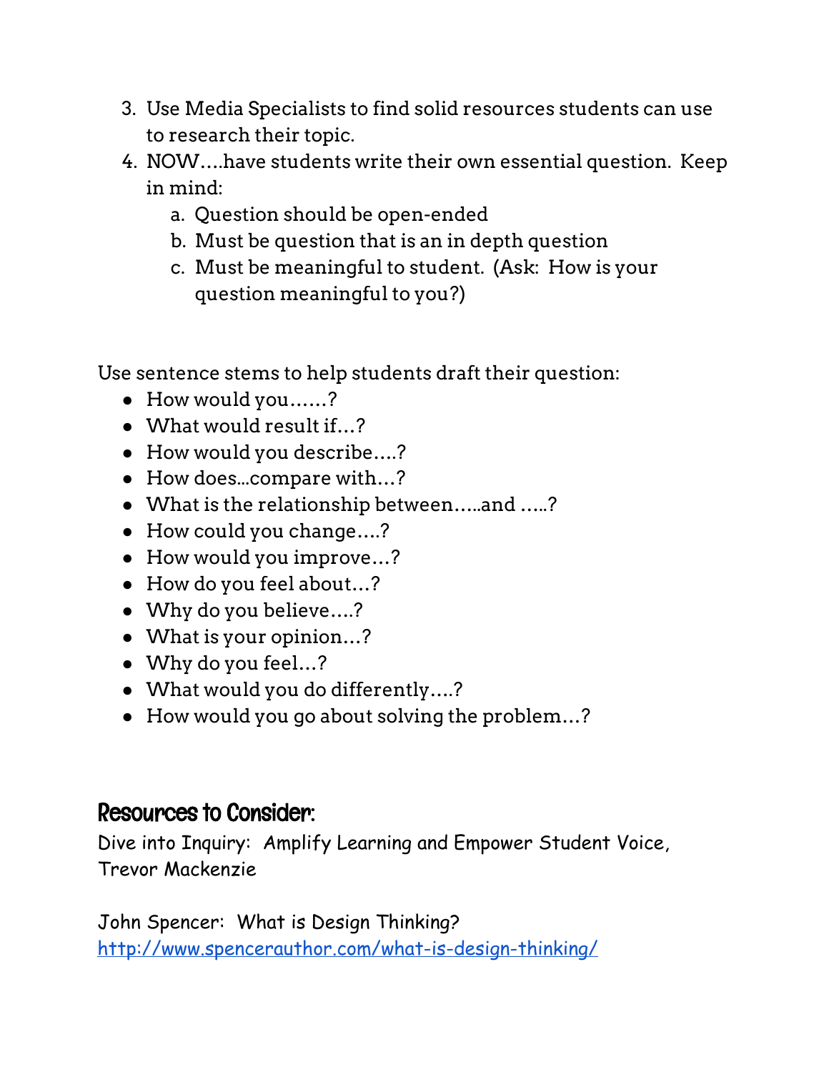3. Use Media Specialists to find solid resources students can use to research their topic.
4. NOW....have students write their own essential question. Keep in mind:
   a. Question should be open-ended
   b. Must be question that is an in depth question
   c. Must be meaningful to student. (Ask: How is your question meaningful to you?)

Use sentence stems to help students draft their question:

- How would you......?
- What would result if...?
- How would you describe....?
- How does...compare with...?
- What is the relationship between.....and .....?
- How could you change....?
- How would you improve...?
- How do you feel about...?
- Why do you believe....?
- What is your opinion...?
- Why do you feel...?
- What would you do differently....?
- How would you go about solving the problem...?

## Resources to Consider:

Dive into Inquiry: Amplify Learning and Empower Student Voice, Trevor Mackenzie

John Spencer: What is Design Thinking?
http://www.spencerauthor.com/what-is-design-thinking/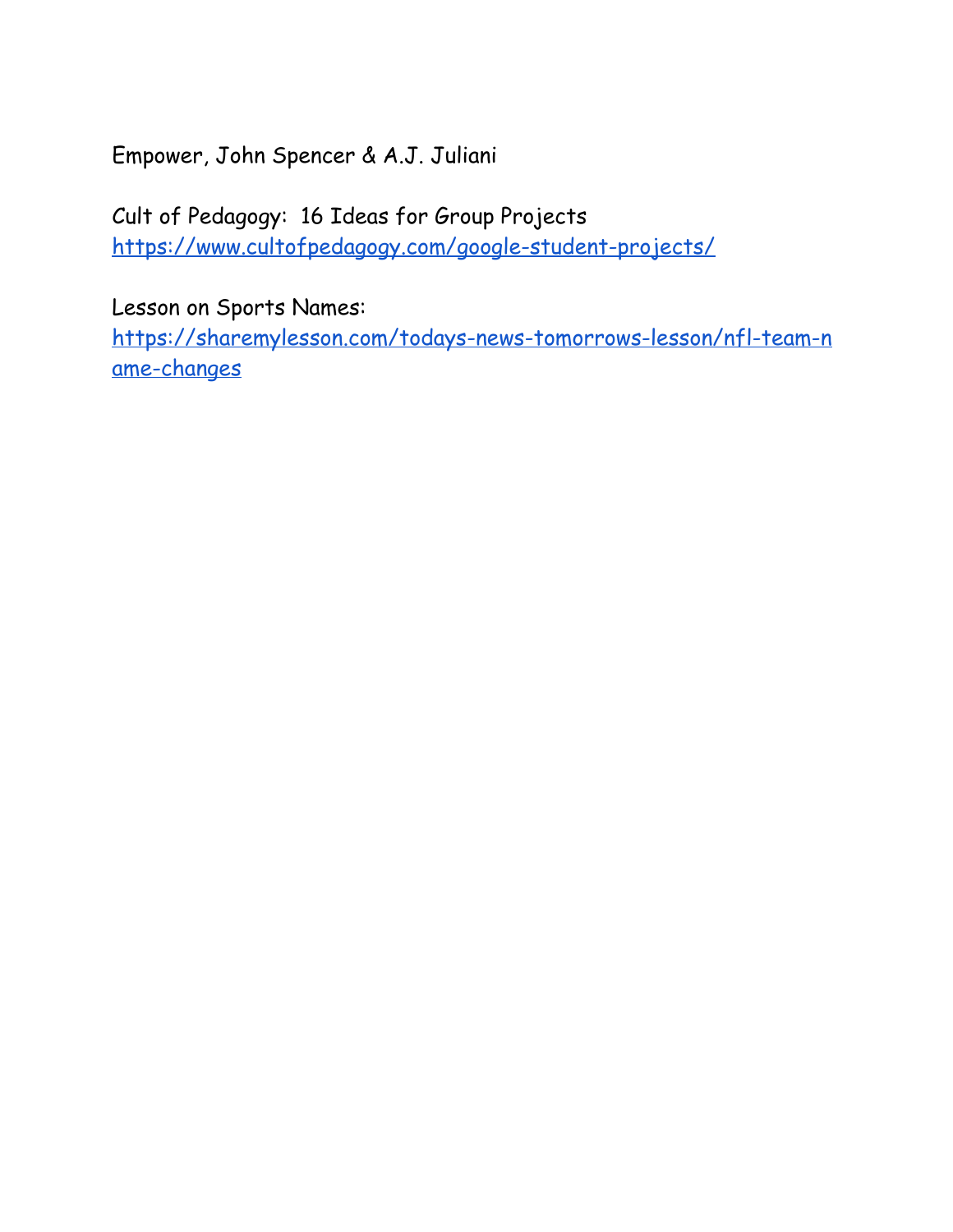Empower, John Spencer & A.J. Juliani

Cult of Pedagogy: 16 Ideas for Group Projects
https://www.cultofpedagogy.com/google-student-projects/

Lesson on Sports Names:
https://sharemylesson.com/todays-news-tomorrows-lesson/nfl-team-name-changes